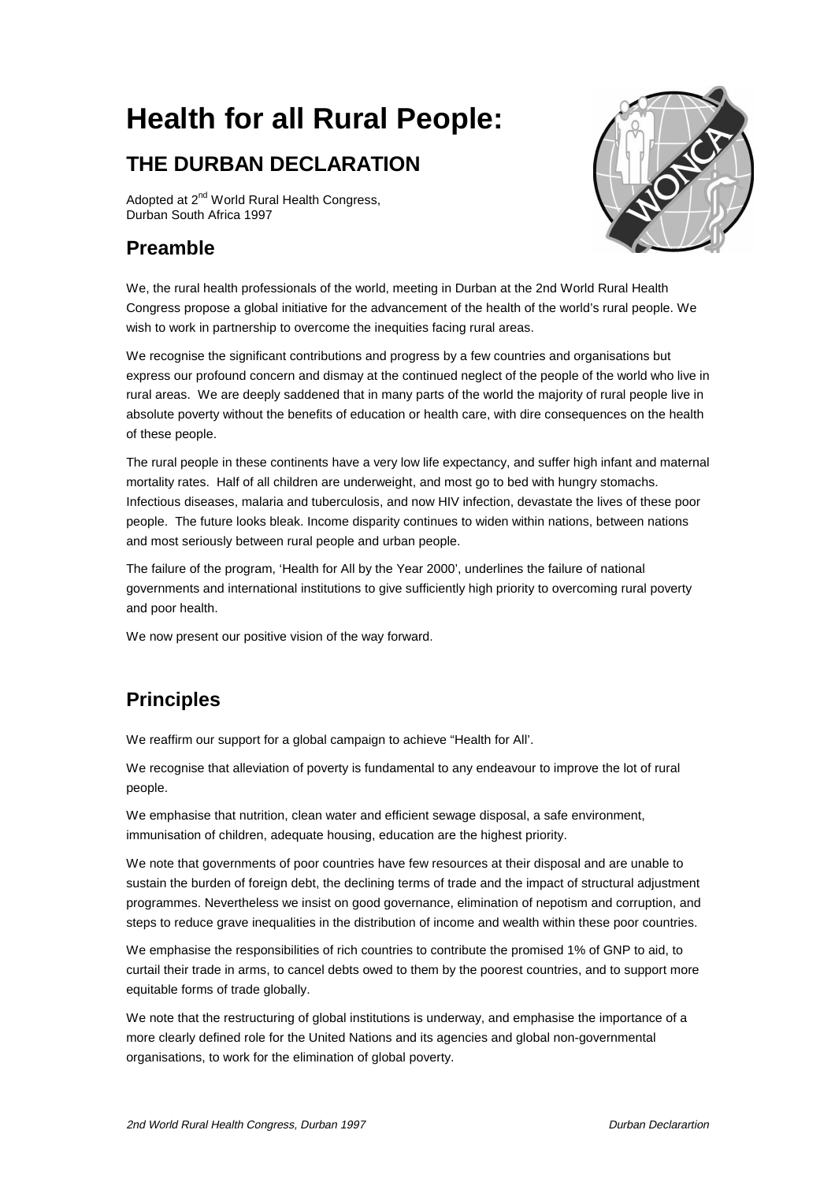# Health for all Rural People:

## THE DURBAN DECLARATION

Adopted at 2nd World Rural Health Congress,
Durban South Africa 1997

## Preamble

We, the rural health professionals of the world, meeting in Durban at the 2nd World Rural Health Congress propose a global initiative for the advancement of the health of the world's rural people. We wish to work in partnership to overcome the inequities facing rural areas.

We recognise the significant contributions and progress by a few countries and organisations but express our profound concern and dismay at the continued neglect of the people of the world who live in rural areas. We are deeply saddened that in many parts of the world the majority of rural people live in absolute poverty without the benefits of education or health care, with dire consequences on the health of these people.

The rural people in these continents have a very low life expectancy, and suffer high infant and maternal mortality rates. Half of all children are underweight, and most go to bed with hungry stomachs. Infectious diseases, malaria and tuberculosis, and now HIV infection, devastate the lives of these poor people. The future looks bleak. Income disparity continues to widen within nations, between nations and most seriously between rural people and urban people.

The failure of the program, 'Health for All by the Year 2000', underlines the failure of national governments and international institutions to give sufficiently high priority to overcoming rural poverty and poor health.

We now present our positive vision of the way forward.

## Principles

We reaffirm our support for a global campaign to achieve "Health for All'.

We recognise that alleviation of poverty is fundamental to any endeavour to improve the lot of rural people.

We emphasise that nutrition, clean water and efficient sewage disposal, a safe environment, immunisation of children, adequate housing, education are the highest priority.

We note that governments of poor countries have few resources at their disposal and are unable to sustain the burden of foreign debt, the declining terms of trade and the impact of structural adjustment programmes. Nevertheless we insist on good governance, elimination of nepotism and corruption, and steps to reduce grave inequalities in the distribution of income and wealth within these poor countries.

We emphasise the responsibilities of rich countries to contribute the promised 1% of GNP to aid, to curtail their trade in arms, to cancel debts owed to them by the poorest countries, and to support more equitable forms of trade globally.

We note that the restructuring of global institutions is underway, and emphasise the importance of a more clearly defined role for the United Nations and its agencies and global non-governmental organisations, to work for the elimination of global poverty.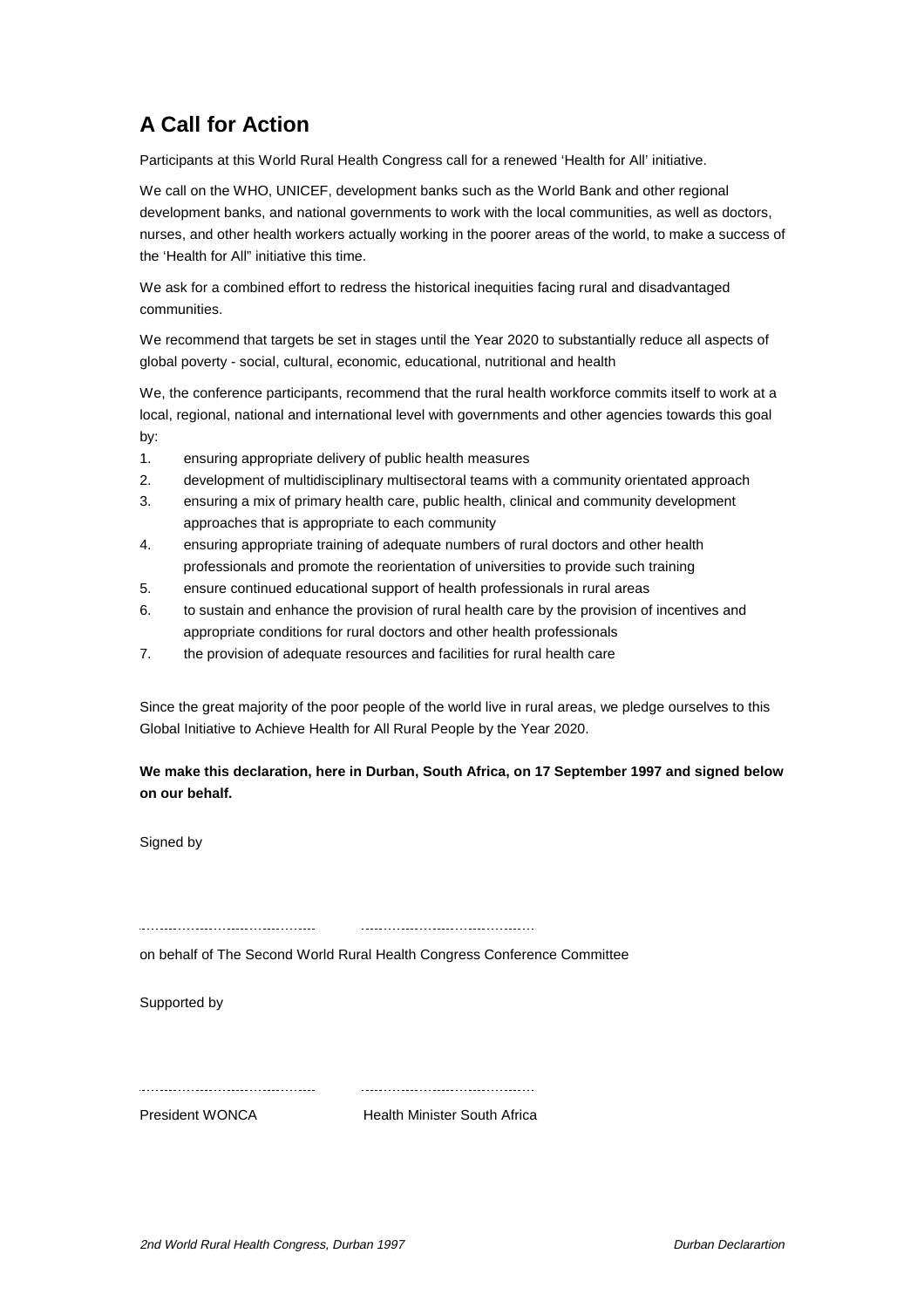## A Call for Action

Participants at this World Rural Health Congress call for a renewed 'Health for All' initiative.

We call on the WHO, UNICEF, development banks such as the World Bank and other regional development banks, and national governments to work with the local communities, as well as doctors, nurses, and other health workers actually working in the poorer areas of the world, to make a success of the 'Health for All" initiative this time.

We ask for a combined effort to redress the historical inequities facing rural and disadvantaged communities.

We recommend that targets be set in stages until the Year 2020 to substantially reduce all aspects of global poverty - social, cultural, economic, educational, nutritional and health

We, the conference participants, recommend that the rural health workforce commits itself to work at a local, regional, national and international level with governments and other agencies towards this goal by:

1. ensuring appropriate delivery of public health measures
2. development of multidisciplinary multisectoral teams with a community orientated approach
3. ensuring a mix of primary health care, public health, clinical and community development approaches that is appropriate to each community
4. ensuring appropriate training of adequate numbers of rural doctors and other health professionals and promote the reorientation of universities to provide such training
5. ensure continued educational support of health professionals in rural areas
6. to sustain and enhance the provision of rural health care by the provision of incentives and appropriate conditions for rural doctors and other health professionals
7. the provision of adequate resources and facilities for rural health care

Since the great majority of the poor people of the world live in rural areas, we pledge ourselves to this Global Initiative to Achieve Health for All Rural People by the Year 2020.

**We make this declaration, here in Durban, South Africa, on 17 September 1997 and signed below on our behalf.**

Signed by

.................................................... ....................................................

on behalf of The Second World Rural Health Congress Conference Committee

Supported by

.................................................... ....................................................

President WONCA Health Minister South Africa